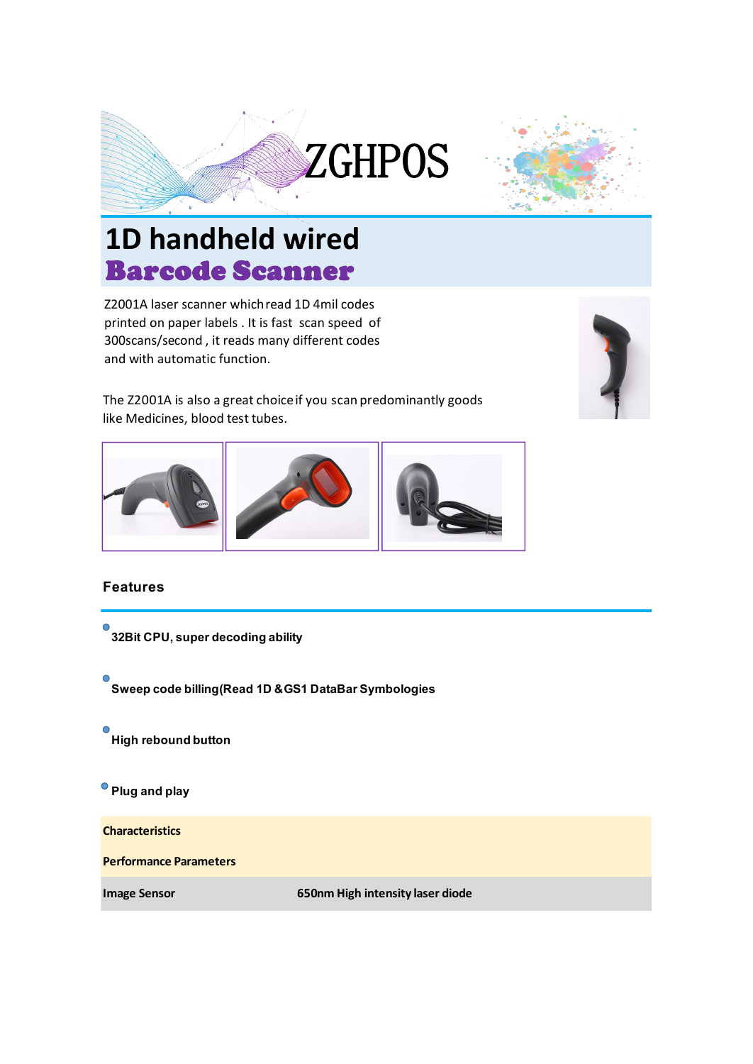ZGHPOS

# 1D handheld wired
# Barcode Scanner

Z2001A laser scanner which read 1D 4mil codes printed on paper labels . It is fast scan speed of 300scans/second , it reads many different codes and with automatic function.

The Z2001A is also a great choice if you scan predominantly goods like Medicines, blood test tubes.

## Features

- **32Bit CPU, super decoding ability**
- **Sweep code billing(Read 1D &GS1 DataBar Symbologies**
- **High rebound button**
- **Plug and play**

**Characteristics**

**Performance Parameters**

| | |
|---|---|
| **Image Sensor** | **650nm High intensity laser diode** |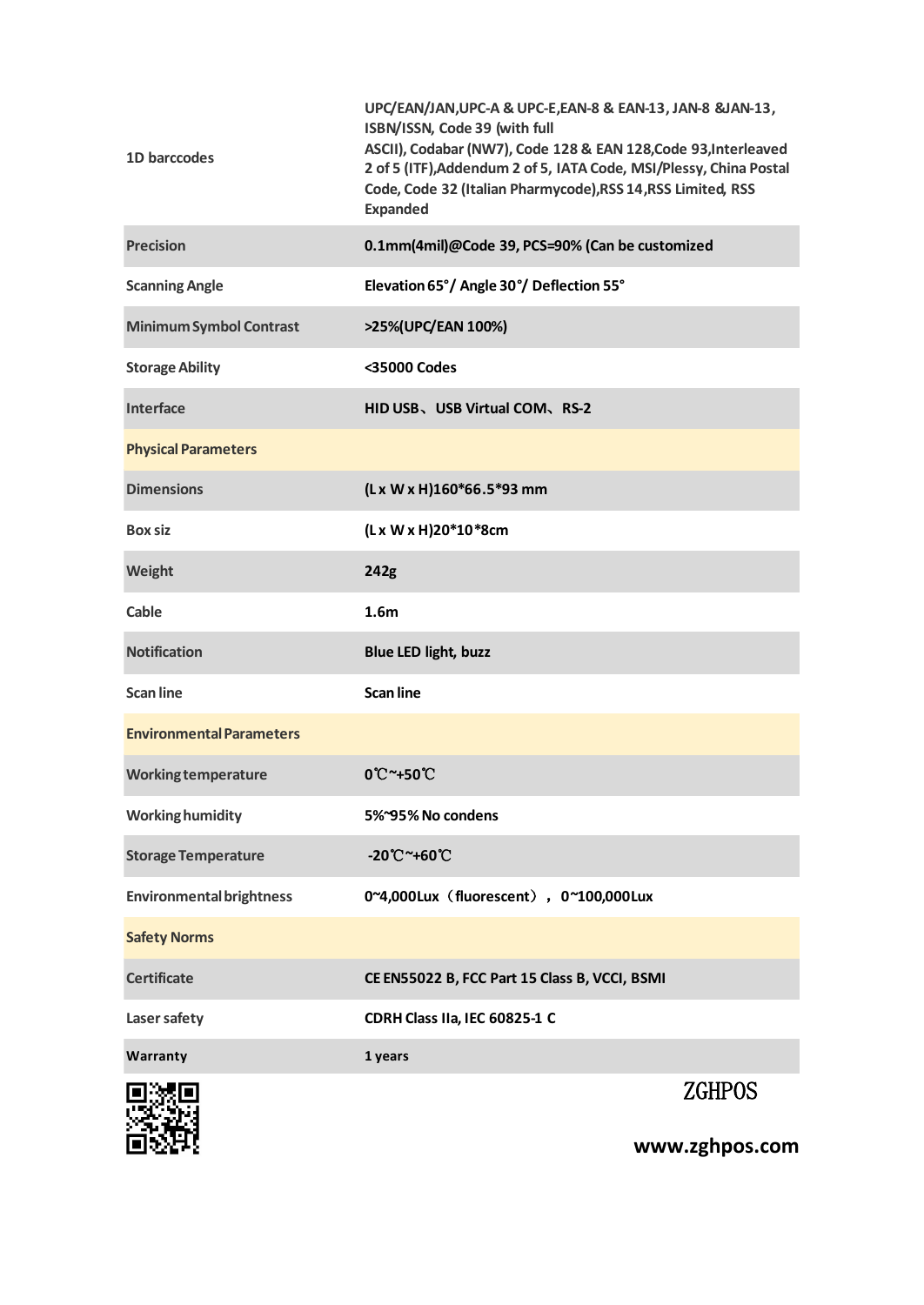| | |
|---|---|
| 1D barcodes | UPC/EAN/JAN,UPC-A & UPC-E,EAN-8 & EAN-13, JAN-8 &JAN-13, ISBN/ISSN, Code 39 (with full ASCII), Codabar (NW7), Code 128 & EAN 128,Code 93,Interleaved 2 of 5 (ITF),Addendum 2 of 5, IATA Code, MSI/Plessy, China Postal Code, Code 32 (Italian Pharmycode),RSS 14,RSS Limited, RSS Expanded |
| Precision | 0.1mm(4mil)@Code 39, PCS=90% (Can be customized |
| Scanning Angle | Elevation 65°/ Angle 30°/ Deflection 55° |
| Minimum Symbol Contrast | >25%(UPC/EAN 100%) |
| Storage Ability | <35000 Codes |
| Interface | HID USB、USB Virtual COM、RS-2 |
| **Physical Parameters** | |
| Dimensions | (L x W x H)160*66.5*93 mm |
| Box siz | (L x W x H)20*10*8cm |
| Weight | 242g |
| Cable | 1.6m |
| Notification | Blue LED light, buzz |
| Scan line | Scan line |
| **Environmental Parameters** | |
| Working temperature | 0℃~+50℃ |
| Working humidity | 5%~95% No condens |
| Storage Temperature | -20℃~+60℃ |
| Environmental brightness | 0~4,000Lux（fluorescent）， 0~100,000Lux |
| **Safety Norms** | |
| Certificate | CE EN55022 B, FCC Part 15 Class B, VCCI, BSMI |
| Laser safety | CDRH Class IIa, IEC 60825-1 C |
| Warranty | 1 years |

ZGHPOS

www.zghpos.com